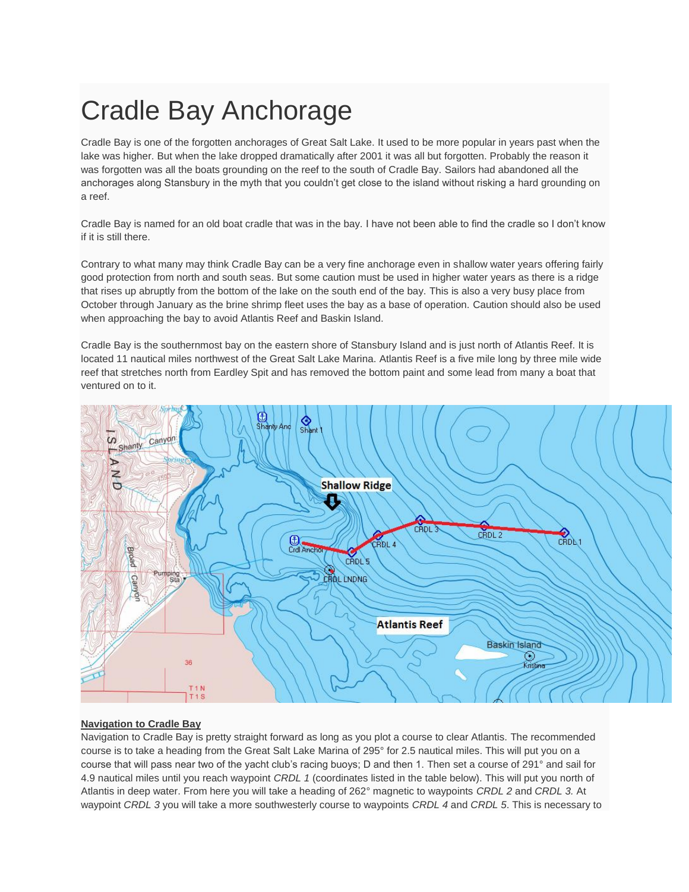# Cradle Bay Anchorage

Cradle Bay is one of the forgotten anchorages of Great Salt Lake. It used to be more popular in years past when the lake was higher. But when the lake dropped dramatically after 2001 it was all but forgotten. Probably the reason it was forgotten was all the boats grounding on the reef to the south of Cradle Bay. Sailors had abandoned all the anchorages along Stansbury in the myth that you couldn't get close to the island without risking a hard grounding on a reef.

Cradle Bay is named for an old boat cradle that was in the bay. I have not been able to find the cradle so I don't know if it is still there.

Contrary to what many may think Cradle Bay can be a very fine anchorage even in shallow water years offering fairly good protection from north and south seas. But some caution must be used in higher water years as there is a ridge that rises up abruptly from the bottom of the lake on the south end of the bay. This is also a very busy place from October through January as the brine shrimp fleet uses the bay as a base of operation. Caution should also be used when approaching the bay to avoid Atlantis Reef and Baskin Island.

Cradle Bay is the southernmost bay on the eastern shore of Stansbury Island and is just north of Atlantis Reef. It is located 11 nautical miles northwest of the Great Salt Lake Marina. Atlantis Reef is a five mile long by three mile wide reef that stretches north from Eardley Spit and has removed the bottom paint and some lead from many a boat that ventured on to it.

**Navigation to Cradle Bay**

Navigation to Cradle Bay is pretty straight forward as long as you plot a course to clear Atlantis. The recommended course is to take a heading from the Great Salt Lake Marina of 295° for 2.5 nautical miles. This will put you on a course that will pass near two of the yacht club's racing buoys; D and then 1. Then set a course of 291° and sail for 4.9 nautical miles until you reach waypoint *CRDL 1* (coordinates listed in the table below). This will put you north of Atlantis in deep water. From here you will take a heading of 262° magnetic to waypoints *CRDL 2* and *CRDL 3.* At waypoint *CRDL 3* you will take a more southwesterly course to waypoints *CRDL 4* and *CRDL 5*. This is necessary to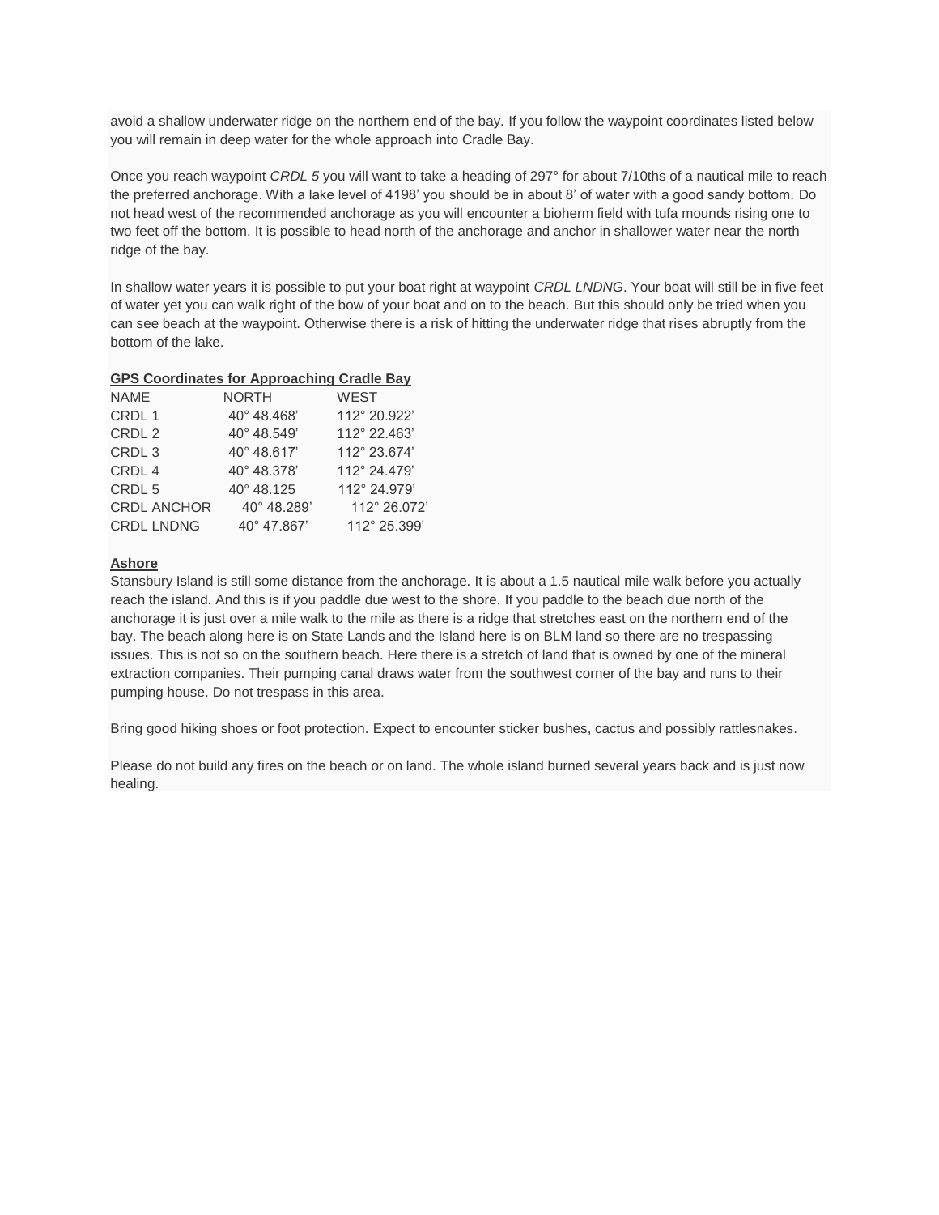avoid a shallow underwater ridge on the northern end of the bay. If you follow the waypoint coordinates listed below you will remain in deep water for the whole approach into Cradle Bay.

Once you reach waypoint *CRDL 5* you will want to take a heading of 297° for about 7/10ths of a nautical mile to reach the preferred anchorage. With a lake level of 4198' you should be in about 8' of water with a good sandy bottom. Do not head west of the recommended anchorage as you will encounter a bioherm field with tufa mounds rising one to two feet off the bottom. It is possible to head north of the anchorage and anchor in shallower water near the north ridge of the bay.

In shallow water years it is possible to put your boat right at waypoint *CRDL LNDNG*. Your boat will still be in five feet of water yet you can walk right of the bow of your boat and on to the beach. But this should only be tried when you can see beach at the waypoint. Otherwise there is a risk of hitting the underwater ridge that rises abruptly from the bottom of the lake.

**GPS Coordinates for Approaching Cradle Bay**

| NAME | NORTH | WEST |
|---|---|---|
| CRDL 1 | 40° 48.468' | 112° 20.922' |
| CRDL 2 | 40° 48.549' | 112° 22.463' |
| CRDL 3 | 40° 48.617' | 112° 23.674' |
| CRDL 4 | 40° 48.378' | 112° 24.479' |
| CRDL 5 | 40° 48.125 | 112° 24.979' |
| CRDL ANCHOR | 40° 48.289' | 112° 26.072' |
| CRDL LNDNG | 40° 47.867' | 112° 25.399' |

**Ashore**

Stansbury Island is still some distance from the anchorage. It is about a 1.5 nautical mile walk before you actually reach the island. And this is if you paddle due west to the shore. If you paddle to the beach due north of the anchorage it is just over a mile walk to the mile as there is a ridge that stretches east on the northern end of the bay. The beach along here is on State Lands and the Island here is on BLM land so there are no trespassing issues. This is not so on the southern beach. Here there is a stretch of land that is owned by one of the mineral extraction companies. Their pumping canal draws water from the southwest corner of the bay and runs to their pumping house. Do not trespass in this area.

Bring good hiking shoes or foot protection. Expect to encounter sticker bushes, cactus and possibly rattlesnakes.

Please do not build any fires on the beach or on land. The whole island burned several years back and is just now healing.